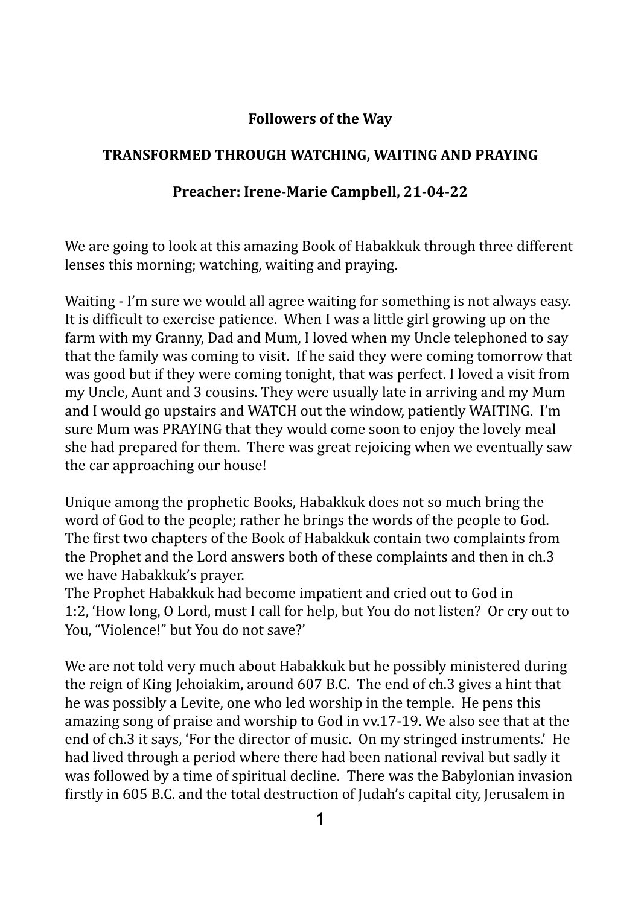**Followers of the Way**

**TRANSFORMED THROUGH WATCHING, WAITING AND PRAYING**

**Preacher: Irene-Marie Campbell, 21-04-22**

We are going to look at this amazing Book of Habakkuk through three different lenses this morning; watching, waiting and praying.

Waiting - I'm sure we would all agree waiting for something is not always easy. It is difficult to exercise patience. When I was a little girl growing up on the farm with my Granny, Dad and Mum, I loved when my Uncle telephoned to say that the family was coming to visit. If he said they were coming tomorrow that was good but if they were coming tonight, that was perfect. I loved a visit from my Uncle, Aunt and 3 cousins. They were usually late in arriving and my Mum and I would go upstairs and WATCH out the window, patiently WAITING. I'm sure Mum was PRAYING that they would come soon to enjoy the lovely meal she had prepared for them. There was great rejoicing when we eventually saw the car approaching our house!

Unique among the prophetic Books, Habakkuk does not so much bring the word of God to the people; rather he brings the words of the people to God. The first two chapters of the Book of Habakkuk contain two complaints from the Prophet and the Lord answers both of these complaints and then in ch.3 we have Habakkuk's prayer.

The Prophet Habakkuk had become impatient and cried out to God in 1:2, 'How long, O Lord, must I call for help, but You do not listen? Or cry out to You, "Violence!" but You do not save?'

We are not told very much about Habakkuk but he possibly ministered during the reign of King Jehoiakim, around 607 B.C. The end of ch.3 gives a hint that he was possibly a Levite, one who led worship in the temple. He pens this amazing song of praise and worship to God in vv.17-19. We also see that at the end of ch.3 it says, 'For the director of music. On my stringed instruments.' He had lived through a period where there had been national revival but sadly it was followed by a time of spiritual decline. There was the Babylonian invasion firstly in 605 B.C. and the total destruction of Judah's capital city, Jerusalem in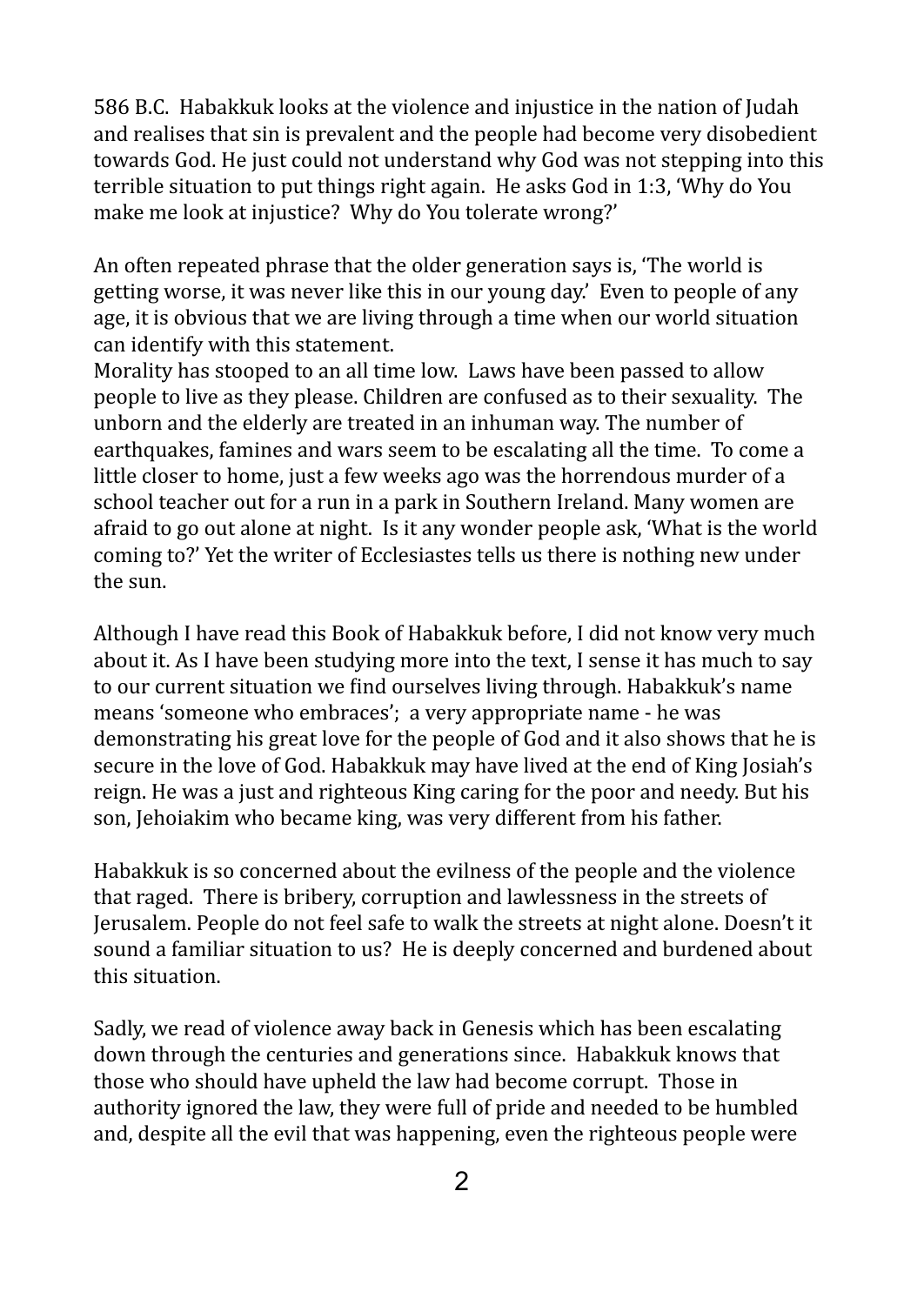586 B.C. Habakkuk looks at the violence and injustice in the nation of Judah and realises that sin is prevalent and the people had become very disobedient towards God. He just could not understand why God was not stepping into this terrible situation to put things right again. He asks God in 1:3, 'Why do You make me look at injustice? Why do You tolerate wrong?'

An often repeated phrase that the older generation says is, 'The world is getting worse, it was never like this in our young day.' Even to people of any age, it is obvious that we are living through a time when our world situation can identify with this statement.
Morality has stooped to an all time low. Laws have been passed to allow people to live as they please. Children are confused as to their sexuality. The unborn and the elderly are treated in an inhuman way. The number of earthquakes, famines and wars seem to be escalating all the time. To come a little closer to home, just a few weeks ago was the horrendous murder of a school teacher out for a run in a park in Southern Ireland. Many women are afraid to go out alone at night. Is it any wonder people ask, 'What is the world coming to?' Yet the writer of Ecclesiastes tells us there is nothing new under the sun.

Although I have read this Book of Habakkuk before, I did not know very much about it. As I have been studying more into the text, I sense it has much to say to our current situation we find ourselves living through. Habakkuk's name means 'someone who embraces'; a very appropriate name - he was demonstrating his great love for the people of God and it also shows that he is secure in the love of God. Habakkuk may have lived at the end of King Josiah's reign. He was a just and righteous King caring for the poor and needy. But his son, Jehoiakim who became king, was very different from his father.

Habakkuk is so concerned about the evilness of the people and the violence that raged. There is bribery, corruption and lawlessness in the streets of Jerusalem. People do not feel safe to walk the streets at night alone. Doesn't it sound a familiar situation to us? He is deeply concerned and burdened about this situation.

Sadly, we read of violence away back in Genesis which has been escalating down through the centuries and generations since. Habakkuk knows that those who should have upheld the law had become corrupt. Those in authority ignored the law, they were full of pride and needed to be humbled and, despite all the evil that was happening, even the righteous people were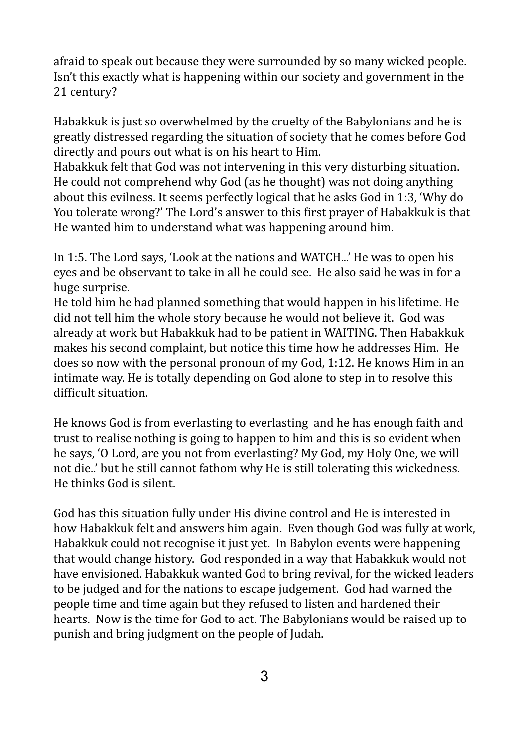afraid to speak out because they were surrounded by so many wicked people. Isn't this exactly what is happening within our society and government in the 21 century?

Habakkuk is just so overwhelmed by the cruelty of the Babylonians and he is greatly distressed regarding the situation of society that he comes before God directly and pours out what is on his heart to Him.
Habakkuk felt that God was not intervening in this very disturbing situation. He could not comprehend why God (as he thought) was not doing anything about this evilness. It seems perfectly logical that he asks God in 1:3, 'Why do You tolerate wrong?' The Lord's answer to this first prayer of Habakkuk is that He wanted him to understand what was happening around him.

In 1:5. The Lord says, 'Look at the nations and WATCH...' He was to open his eyes and be observant to take in all he could see. He also said he was in for a huge surprise.
He told him he had planned something that would happen in his lifetime. He did not tell him the whole story because he would not believe it. God was already at work but Habakkuk had to be patient in WAITING. Then Habakkuk makes his second complaint, but notice this time how he addresses Him. He does so now with the personal pronoun of my God, 1:12. He knows Him in an intimate way. He is totally depending on God alone to step in to resolve this difficult situation.

He knows God is from everlasting to everlasting and he has enough faith and trust to realise nothing is going to happen to him and this is so evident when he says, 'O Lord, are you not from everlasting? My God, my Holy One, we will not die..' but he still cannot fathom why He is still tolerating this wickedness. He thinks God is silent.

God has this situation fully under His divine control and He is interested in how Habakkuk felt and answers him again. Even though God was fully at work, Habakkuk could not recognise it just yet. In Babylon events were happening that would change history. God responded in a way that Habakkuk would not have envisioned. Habakkuk wanted God to bring revival, for the wicked leaders to be judged and for the nations to escape judgement. God had warned the people time and time again but they refused to listen and hardened their hearts. Now is the time for God to act. The Babylonians would be raised up to punish and bring judgment on the people of Judah.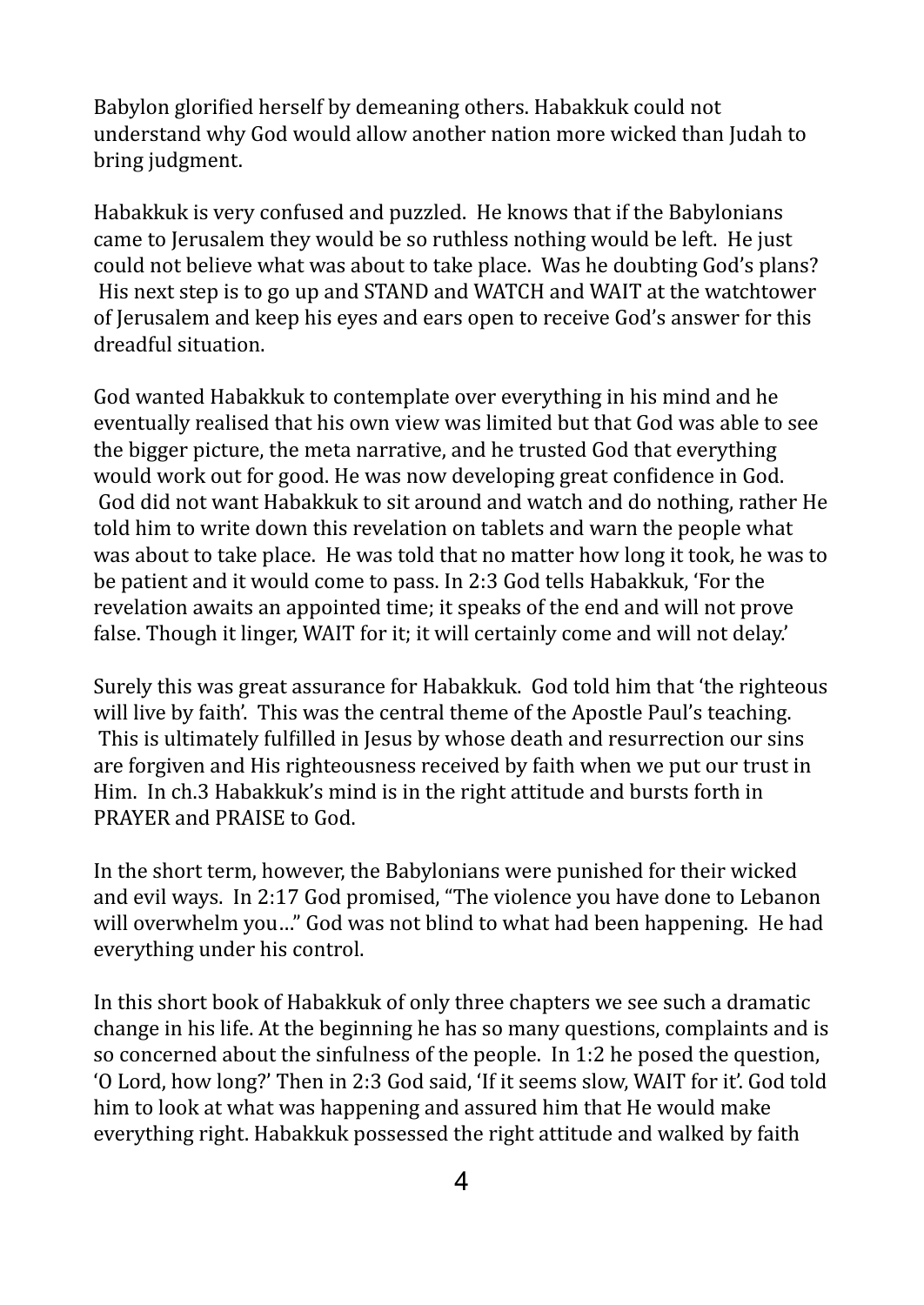Babylon glorified herself by demeaning others. Habakkuk could not understand why God would allow another nation more wicked than Judah to bring judgment.

Habakkuk is very confused and puzzled. He knows that if the Babylonians came to Jerusalem they would be so ruthless nothing would be left. He just could not believe what was about to take place. Was he doubting God's plans? His next step is to go up and STAND and WATCH and WAIT at the watchtower of Jerusalem and keep his eyes and ears open to receive God's answer for this dreadful situation.

God wanted Habakkuk to contemplate over everything in his mind and he eventually realised that his own view was limited but that God was able to see the bigger picture, the meta narrative, and he trusted God that everything would work out for good. He was now developing great confidence in God. God did not want Habakkuk to sit around and watch and do nothing, rather He told him to write down this revelation on tablets and warn the people what was about to take place. He was told that no matter how long it took, he was to be patient and it would come to pass. In 2:3 God tells Habakkuk, 'For the revelation awaits an appointed time; it speaks of the end and will not prove false. Though it linger, WAIT for it; it will certainly come and will not delay.'

Surely this was great assurance for Habakkuk. God told him that 'the righteous will live by faith'. This was the central theme of the Apostle Paul's teaching. This is ultimately fulfilled in Jesus by whose death and resurrection our sins are forgiven and His righteousness received by faith when we put our trust in Him. In ch.3 Habakkuk's mind is in the right attitude and bursts forth in PRAYER and PRAISE to God.

In the short term, however, the Babylonians were punished for their wicked and evil ways. In 2:17 God promised, "The violence you have done to Lebanon will overwhelm you…" God was not blind to what had been happening. He had everything under his control.

In this short book of Habakkuk of only three chapters we see such a dramatic change in his life. At the beginning he has so many questions, complaints and is so concerned about the sinfulness of the people. In 1:2 he posed the question, 'O Lord, how long?' Then in 2:3 God said, 'If it seems slow, WAIT for it'. God told him to look at what was happening and assured him that He would make everything right. Habakkuk possessed the right attitude and walked by faith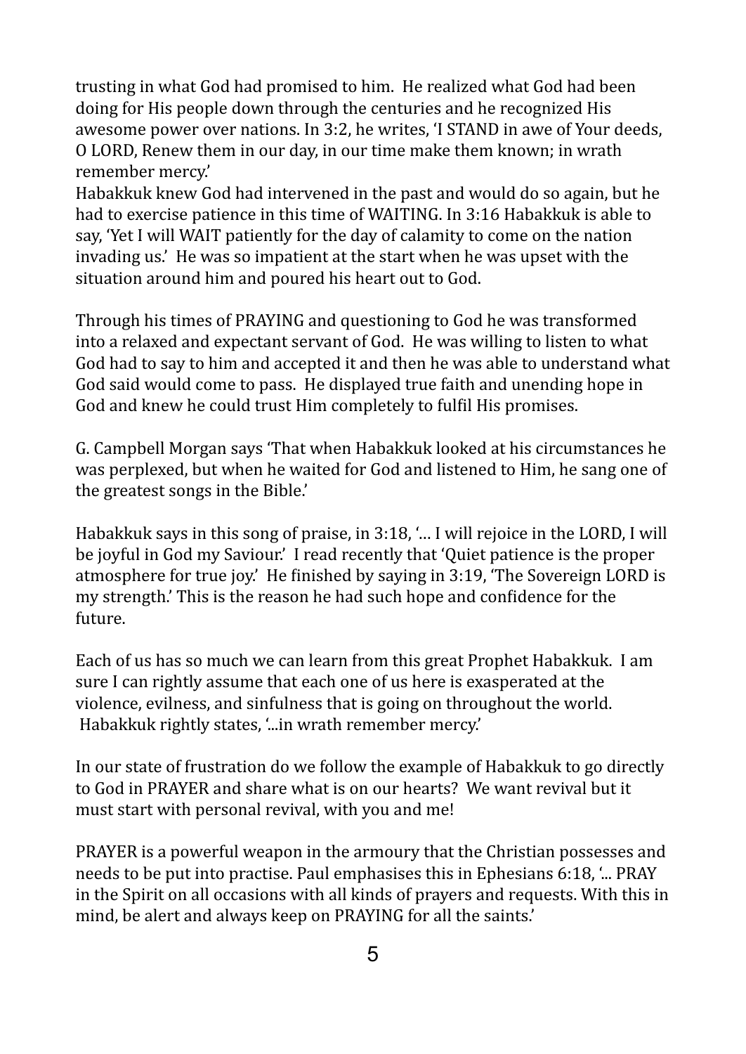trusting in what God had promised to him. He realized what God had been doing for His people down through the centuries and he recognized His awesome power over nations. In 3:2, he writes, 'I STAND in awe of Your deeds, O LORD, Renew them in our day, in our time make them known; in wrath remember mercy.'
Habakkuk knew God had intervened in the past and would do so again, but he had to exercise patience in this time of WAITING. In 3:16 Habakkuk is able to say, 'Yet I will WAIT patiently for the day of calamity to come on the nation invading us.' He was so impatient at the start when he was upset with the situation around him and poured his heart out to God.

Through his times of PRAYING and questioning to God he was transformed into a relaxed and expectant servant of God. He was willing to listen to what God had to say to him and accepted it and then he was able to understand what God said would come to pass. He displayed true faith and unending hope in God and knew he could trust Him completely to fulfil His promises.

G. Campbell Morgan says 'That when Habakkuk looked at his circumstances he was perplexed, but when he waited for God and listened to Him, he sang one of the greatest songs in the Bible.'

Habakkuk says in this song of praise, in 3:18, '… I will rejoice in the LORD, I will be joyful in God my Saviour.' I read recently that 'Quiet patience is the proper atmosphere for true joy.' He finished by saying in 3:19, 'The Sovereign LORD is my strength.' This is the reason he had such hope and confidence for the future.

Each of us has so much we can learn from this great Prophet Habakkuk. I am sure I can rightly assume that each one of us here is exasperated at the violence, evilness, and sinfulness that is going on throughout the world. Habakkuk rightly states, '...in wrath remember mercy.'

In our state of frustration do we follow the example of Habakkuk to go directly to God in PRAYER and share what is on our hearts? We want revival but it must start with personal revival, with you and me!

PRAYER is a powerful weapon in the armoury that the Christian possesses and needs to be put into practise. Paul emphasises this in Ephesians 6:18, '... PRAY in the Spirit on all occasions with all kinds of prayers and requests. With this in mind, be alert and always keep on PRAYING for all the saints.'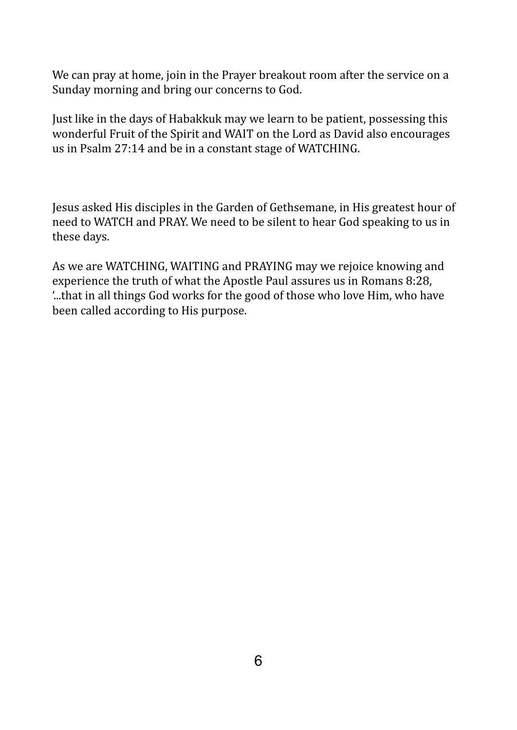We can pray at home, join in the Prayer breakout room after the service on a Sunday morning and bring our concerns to God.

Just like in the days of Habakkuk may we learn to be patient, possessing this wonderful Fruit of the Spirit and WAIT on the Lord as David also encourages us in Psalm 27:14 and be in a constant stage of WATCHING.

Jesus asked His disciples in the Garden of Gethsemane, in His greatest hour of need to WATCH and PRAY. We need to be silent to hear God speaking to us in these days.

As we are WATCHING, WAITING and PRAYING may we rejoice knowing and experience the truth of what the Apostle Paul assures us in Romans 8:28, '...that in all things God works for the good of those who love Him, who have been called according to His purpose.